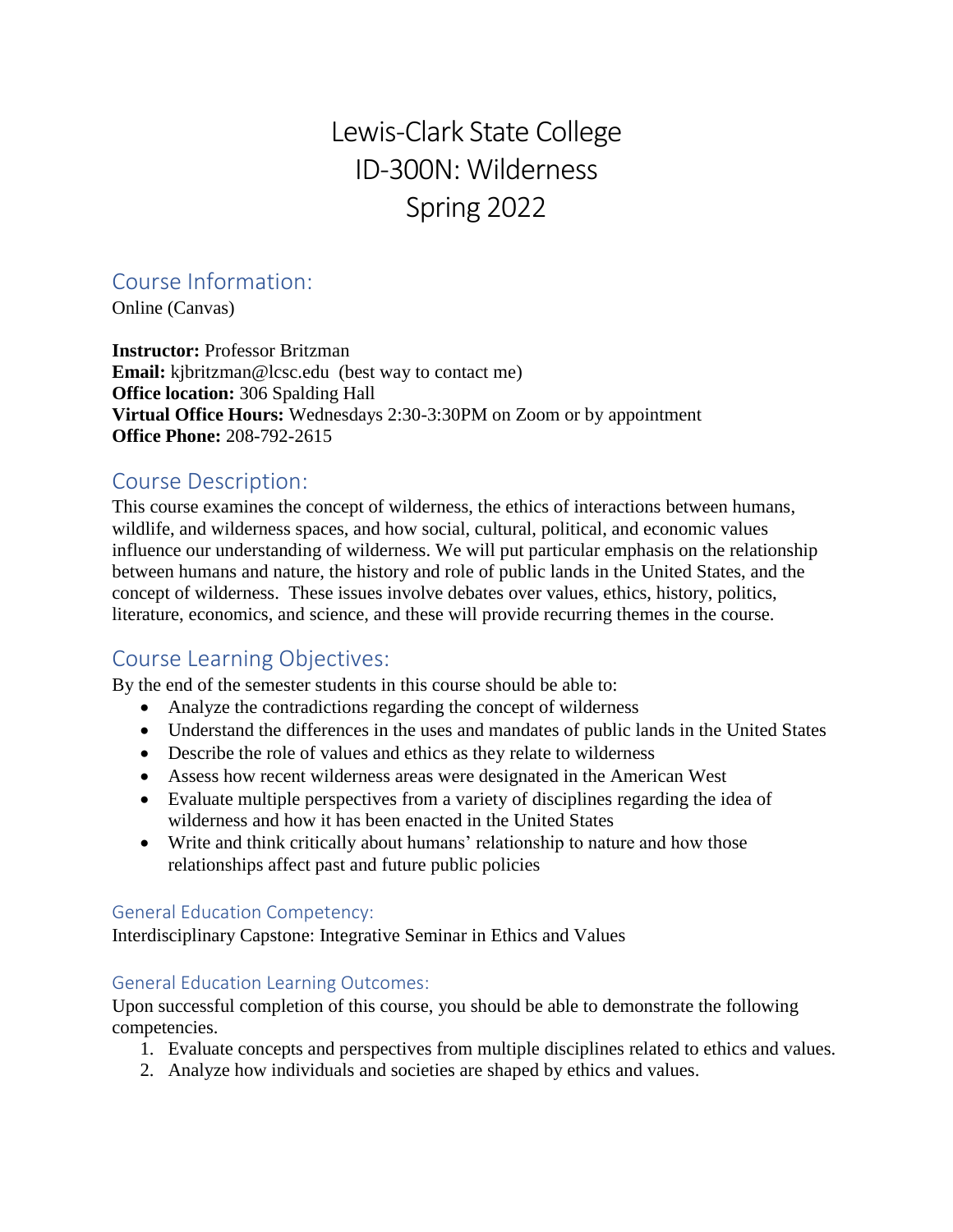# Lewis-Clark State College
# ID-300N: Wilderness
# Spring 2022

## Course Information:

Online (Canvas)

**Instructor:** Professor Britzman
**Email:** kjbritzman@lcsc.edu (best way to contact me)
**Office location:** 306 Spalding Hall
**Virtual Office Hours:** Wednesdays 2:30-3:30PM on Zoom or by appointment
**Office Phone:** 208-792-2615

## Course Description:

This course examines the concept of wilderness, the ethics of interactions between humans, wildlife, and wilderness spaces, and how social, cultural, political, and economic values influence our understanding of wilderness. We will put particular emphasis on the relationship between humans and nature, the history and role of public lands in the United States, and the concept of wilderness. These issues involve debates over values, ethics, history, politics, literature, economics, and science, and these will provide recurring themes in the course.

## Course Learning Objectives:

By the end of the semester students in this course should be able to:

- Analyze the contradictions regarding the concept of wilderness
- Understand the differences in the uses and mandates of public lands in the United States
- Describe the role of values and ethics as they relate to wilderness
- Assess how recent wilderness areas were designated in the American West
- Evaluate multiple perspectives from a variety of disciplines regarding the idea of wilderness and how it has been enacted in the United States
- Write and think critically about humans' relationship to nature and how those relationships affect past and future public policies

### General Education Competency:

Interdisciplinary Capstone: Integrative Seminar in Ethics and Values

### General Education Learning Outcomes:

Upon successful completion of this course, you should be able to demonstrate the following competencies.

1. Evaluate concepts and perspectives from multiple disciplines related to ethics and values.
2. Analyze how individuals and societies are shaped by ethics and values.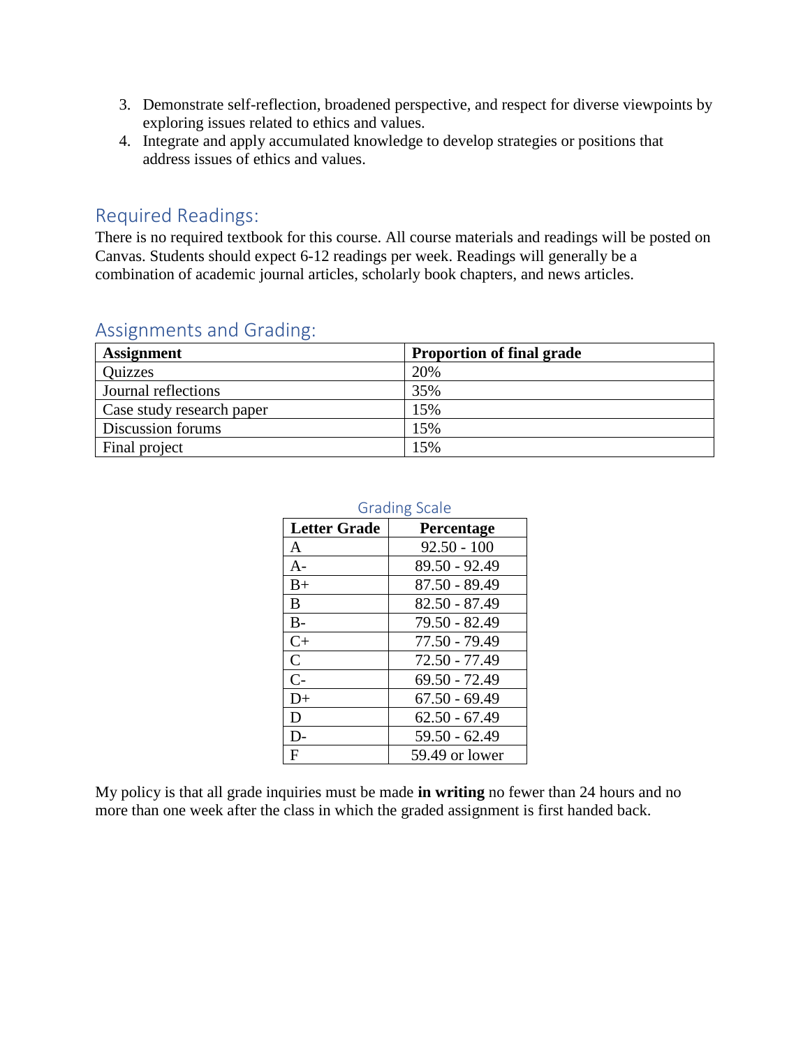3. Demonstrate self-reflection, broadened perspective, and respect for diverse viewpoints by exploring issues related to ethics and values.
4. Integrate and apply accumulated knowledge to develop strategies or positions that address issues of ethics and values.

## Required Readings:

There is no required textbook for this course. All course materials and readings will be posted on Canvas. Students should expect 6-12 readings per week. Readings will generally be a combination of academic journal articles, scholarly book chapters, and news articles.

## Assignments and Grading:

| Assignment | Proportion of final grade |
|---|---|
| Quizzes | 20% |
| Journal reflections | 35% |
| Case study research paper | 15% |
| Discussion forums | 15% |
| Final project | 15% |

### Grading Scale

| Letter Grade | Percentage |
|---|---|
| A | 92.50 - 100 |
| A- | 89.50 - 92.49 |
| B+ | 87.50 - 89.49 |
| B | 82.50 - 87.49 |
| B- | 79.50 - 82.49 |
| C+ | 77.50 - 79.49 |
| C | 72.50 - 77.49 |
| C- | 69.50 - 72.49 |
| D+ | 67.50 - 69.49 |
| D | 62.50 - 67.49 |
| D- | 59.50 - 62.49 |
| F | 59.49 or lower |

My policy is that all grade inquiries must be made **in writing** no fewer than 24 hours and no more than one week after the class in which the graded assignment is first handed back.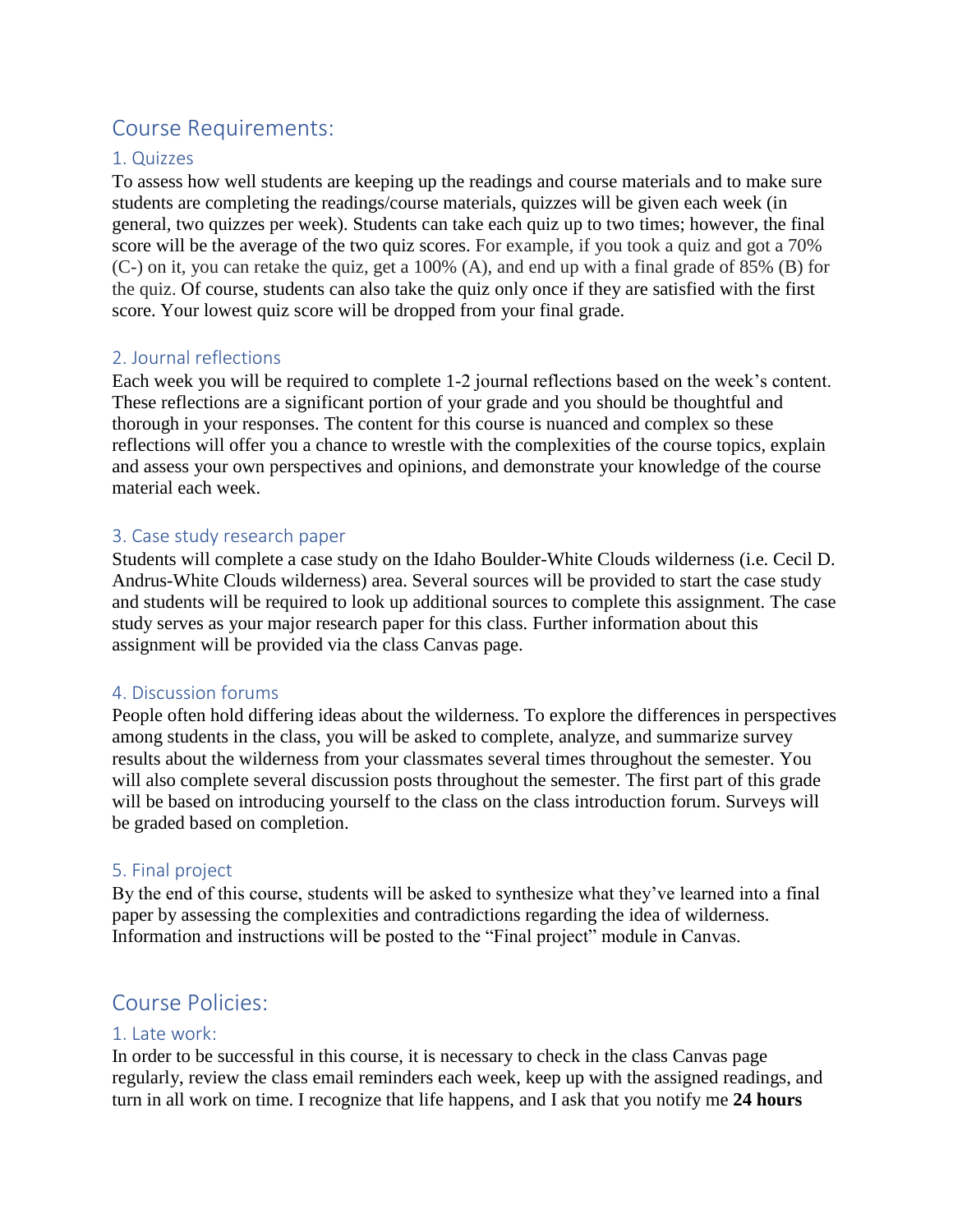## Course Requirements:

### 1. Quizzes

To assess how well students are keeping up the readings and course materials and to make sure students are completing the readings/course materials, quizzes will be given each week (in general, two quizzes per week). Students can take each quiz up to two times; however, the final score will be the average of the two quiz scores. For example, if you took a quiz and got a 70% (C-) on it, you can retake the quiz, get a 100% (A), and end up with a final grade of 85% (B) for the quiz. Of course, students can also take the quiz only once if they are satisfied with the first score. Your lowest quiz score will be dropped from your final grade.

### 2. Journal reflections

Each week you will be required to complete 1-2 journal reflections based on the week's content. These reflections are a significant portion of your grade and you should be thoughtful and thorough in your responses. The content for this course is nuanced and complex so these reflections will offer you a chance to wrestle with the complexities of the course topics, explain and assess your own perspectives and opinions, and demonstrate your knowledge of the course material each week.

### 3. Case study research paper

Students will complete a case study on the Idaho Boulder-White Clouds wilderness (i.e. Cecil D. Andrus-White Clouds wilderness) area. Several sources will be provided to start the case study and students will be required to look up additional sources to complete this assignment. The case study serves as your major research paper for this class. Further information about this assignment will be provided via the class Canvas page.

### 4. Discussion forums

People often hold differing ideas about the wilderness. To explore the differences in perspectives among students in the class, you will be asked to complete, analyze, and summarize survey results about the wilderness from your classmates several times throughout the semester. You will also complete several discussion posts throughout the semester. The first part of this grade will be based on introducing yourself to the class on the class introduction forum. Surveys will be graded based on completion.

### 5. Final project

By the end of this course, students will be asked to synthesize what they've learned into a final paper by assessing the complexities and contradictions regarding the idea of wilderness. Information and instructions will be posted to the "Final project" module in Canvas.

## Course Policies:

### 1. Late work:

In order to be successful in this course, it is necessary to check in the class Canvas page regularly, review the class email reminders each week, keep up with the assigned readings, and turn in all work on time. I recognize that life happens, and I ask that you notify me **24 hours**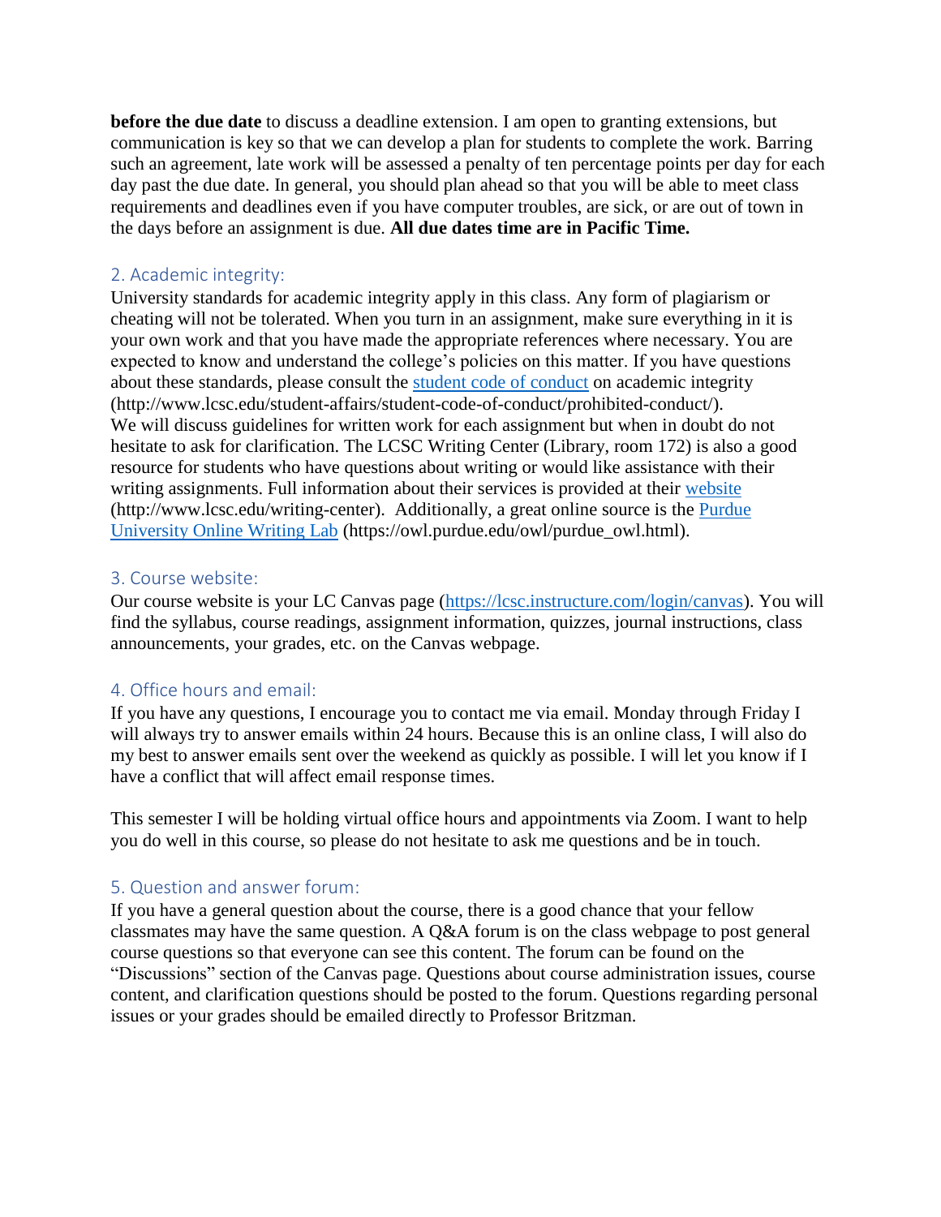**before the due date** to discuss a deadline extension. I am open to granting extensions, but communication is key so that we can develop a plan for students to complete the work. Barring such an agreement, late work will be assessed a penalty of ten percentage points per day for each day past the due date. In general, you should plan ahead so that you will be able to meet class requirements and deadlines even if you have computer troubles, are sick, or are out of town in the days before an assignment is due. **All due dates time are in Pacific Time.**

## 2. Academic integrity:

University standards for academic integrity apply in this class. Any form of plagiarism or cheating will not be tolerated. When you turn in an assignment, make sure everything in it is your own work and that you have made the appropriate references where necessary. You are expected to know and understand the college's policies on this matter. If you have questions about these standards, please consult the [student code of conduct](http://www.lcsc.edu/student-affairs/student-code-of-conduct/prohibited-conduct/) on academic integrity (http://www.lcsc.edu/student-affairs/student-code-of-conduct/prohibited-conduct/). We will discuss guidelines for written work for each assignment but when in doubt do not hesitate to ask for clarification. The LCSC Writing Center (Library, room 172) is also a good resource for students who have questions about writing or would like assistance with their writing assignments. Full information about their services is provided at their [website](http://www.lcsc.edu/writing-center) (http://www.lcsc.edu/writing-center). Additionally, a great online source is the [Purdue University Online Writing Lab](https://owl.purdue.edu/owl/purdue_owl.html) (https://owl.purdue.edu/owl/purdue_owl.html).

## 3. Course website:

Our course website is your LC Canvas page (https://lcsc.instructure.com/login/canvas). You will find the syllabus, course readings, assignment information, quizzes, journal instructions, class announcements, your grades, etc. on the Canvas webpage.

## 4. Office hours and email:

If you have any questions, I encourage you to contact me via email. Monday through Friday I will always try to answer emails within 24 hours. Because this is an online class, I will also do my best to answer emails sent over the weekend as quickly as possible. I will let you know if I have a conflict that will affect email response times.

This semester I will be holding virtual office hours and appointments via Zoom. I want to help you do well in this course, so please do not hesitate to ask me questions and be in touch.

## 5. Question and answer forum:

If you have a general question about the course, there is a good chance that your fellow classmates may have the same question. A Q&A forum is on the class webpage to post general course questions so that everyone can see this content. The forum can be found on the "Discussions" section of the Canvas page. Questions about course administration issues, course content, and clarification questions should be posted to the forum. Questions regarding personal issues or your grades should be emailed directly to Professor Britzman.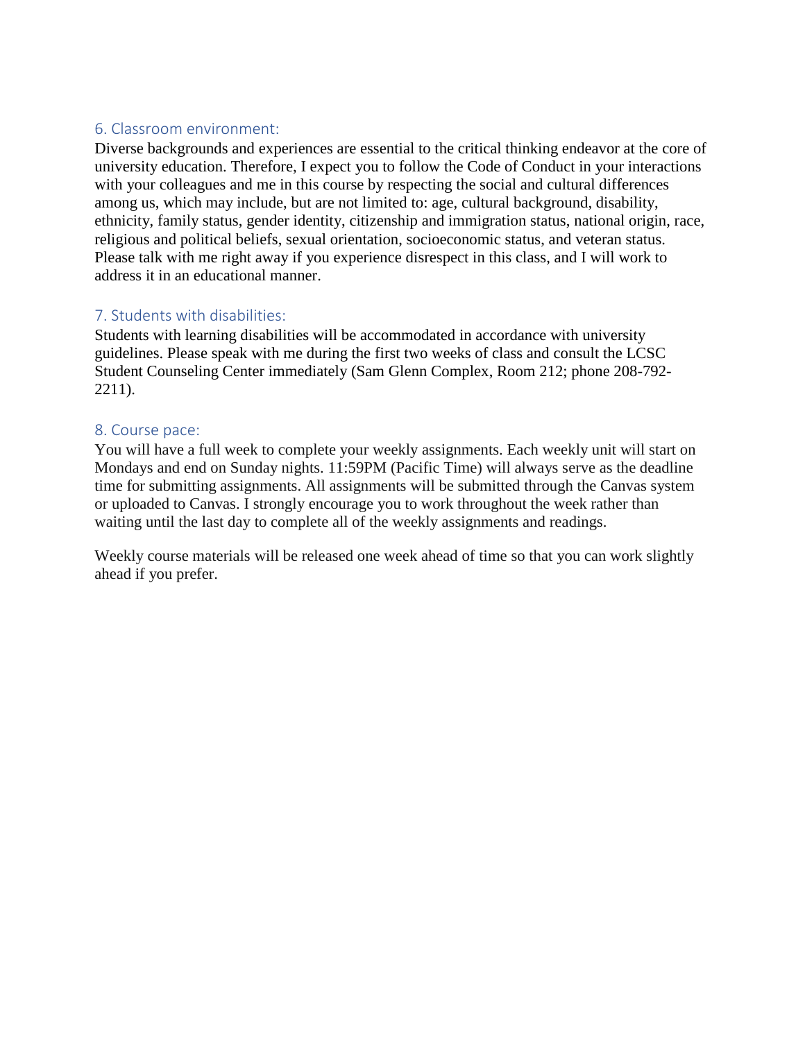## 6. Classroom environment:

Diverse backgrounds and experiences are essential to the critical thinking endeavor at the core of university education. Therefore, I expect you to follow the Code of Conduct in your interactions with your colleagues and me in this course by respecting the social and cultural differences among us, which may include, but are not limited to: age, cultural background, disability, ethnicity, family status, gender identity, citizenship and immigration status, national origin, race, religious and political beliefs, sexual orientation, socioeconomic status, and veteran status. Please talk with me right away if you experience disrespect in this class, and I will work to address it in an educational manner.

## 7. Students with disabilities:

Students with learning disabilities will be accommodated in accordance with university guidelines. Please speak with me during the first two weeks of class and consult the LCSC Student Counseling Center immediately (Sam Glenn Complex, Room 212; phone 208-792-2211).

## 8. Course pace:

You will have a full week to complete your weekly assignments. Each weekly unit will start on Mondays and end on Sunday nights. 11:59PM (Pacific Time) will always serve as the deadline time for submitting assignments. All assignments will be submitted through the Canvas system or uploaded to Canvas. I strongly encourage you to work throughout the week rather than waiting until the last day to complete all of the weekly assignments and readings.

Weekly course materials will be released one week ahead of time so that you can work slightly ahead if you prefer.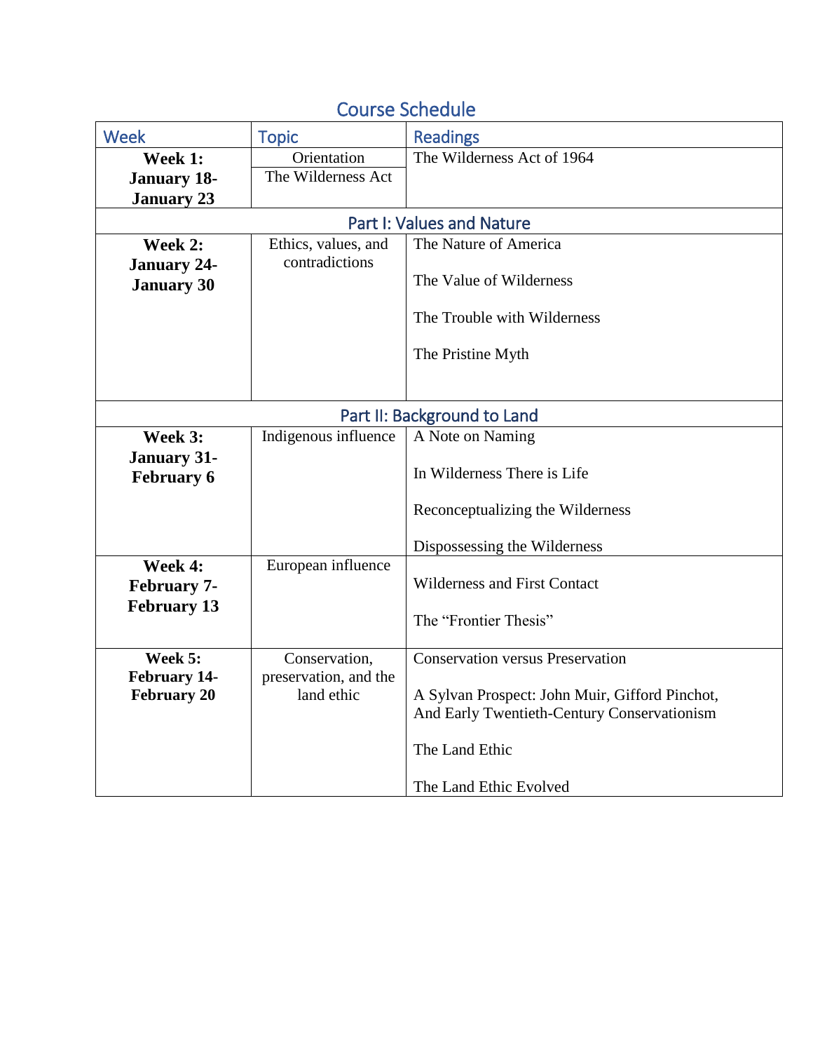## Course Schedule

| Week | Topic | Readings |
|---|---|---|
| **Week 1: January 18-January 23** | Orientation<br>The Wilderness Act | The Wilderness Act of 1964 |
| **Part I: Values and Nature** | | |
| **Week 2: January 24-January 30** | Ethics, values, and contradictions | The Nature of America<br><br>The Value of Wilderness<br><br>The Trouble with Wilderness<br><br>The Pristine Myth |
| **Part II: Background to Land** | | |
| **Week 3: January 31-February 6** | Indigenous influence | A Note on Naming<br><br>In Wilderness There is Life<br><br>Reconceptualizing the Wilderness<br><br>Dispossessing the Wilderness |
| **Week 4: February 7-February 13** | European influence | Wilderness and First Contact<br><br>The "Frontier Thesis" |
| **Week 5: February 14-February 20** | Conservation, preservation, and the land ethic | Conservation versus Preservation<br><br>A Sylvan Prospect: John Muir, Gifford Pinchot, And Early Twentieth-Century Conservationism<br><br>The Land Ethic<br><br>The Land Ethic Evolved |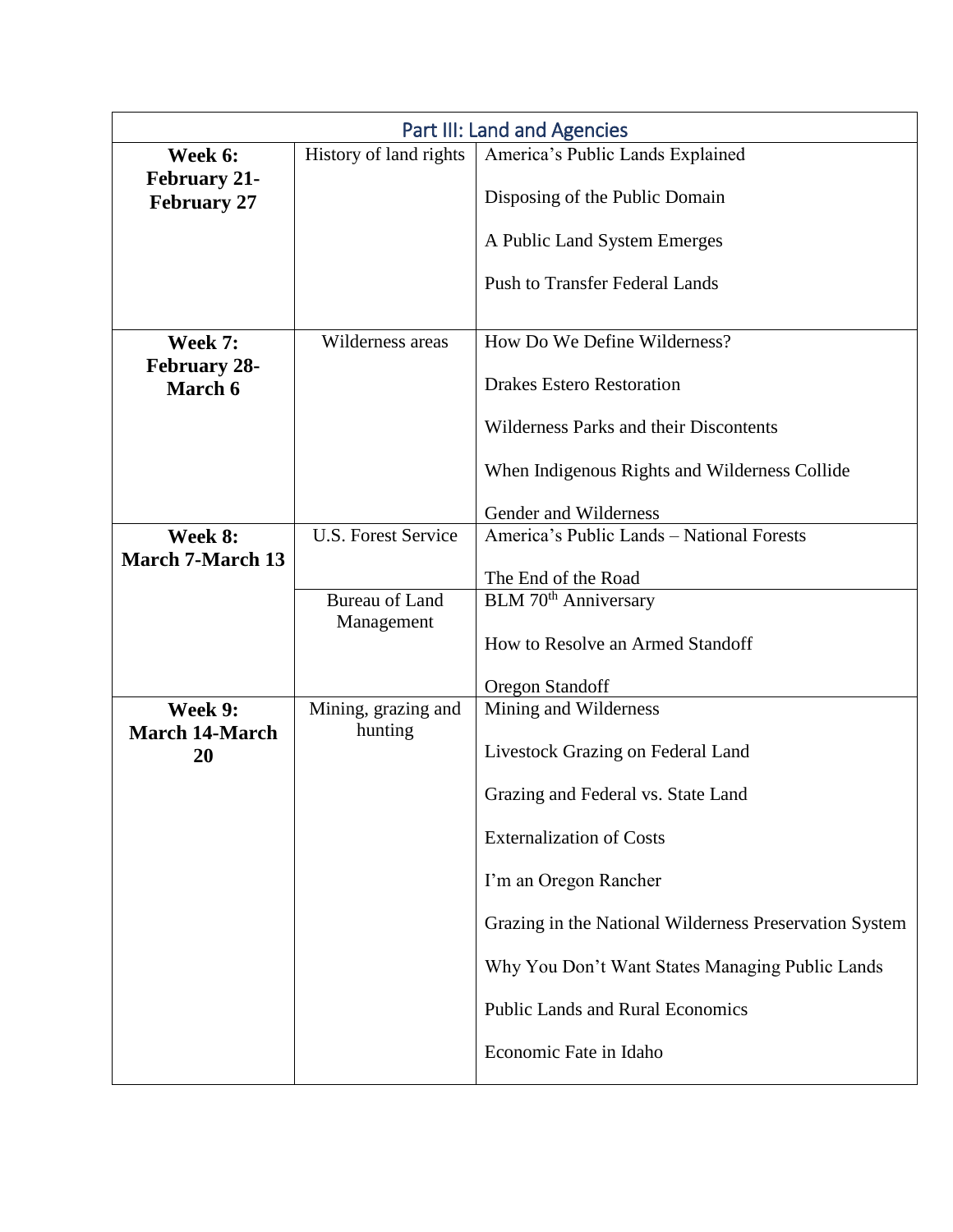| Part III: Land and Agencies | | |
|---|---|---|
| **Week 6: February 21-February 27** | History of land rights | America's Public Lands Explained<br><br>Disposing of the Public Domain<br><br>A Public Land System Emerges<br><br>Push to Transfer Federal Lands |
| **Week 7: February 28-March 6** | Wilderness areas | How Do We Define Wilderness?<br><br>Drakes Estero Restoration<br><br>Wilderness Parks and their Discontents<br><br>When Indigenous Rights and Wilderness Collide<br><br>Gender and Wilderness |
| **Week 8: March 7-March 13** | U.S. Forest Service | America's Public Lands – National Forests<br><br>The End of the Road |
| | Bureau of Land Management | BLM 70th Anniversary<br><br>How to Resolve an Armed Standoff<br><br>Oregon Standoff |
| **Week 9: March 14-March 20** | Mining, grazing and hunting | Mining and Wilderness<br><br>Livestock Grazing on Federal Land<br><br>Grazing and Federal vs. State Land<br><br>Externalization of Costs<br><br>I'm an Oregon Rancher<br><br>Grazing in the National Wilderness Preservation System<br><br>Why You Don't Want States Managing Public Lands<br><br>Public Lands and Rural Economics<br><br>Economic Fate in Idaho |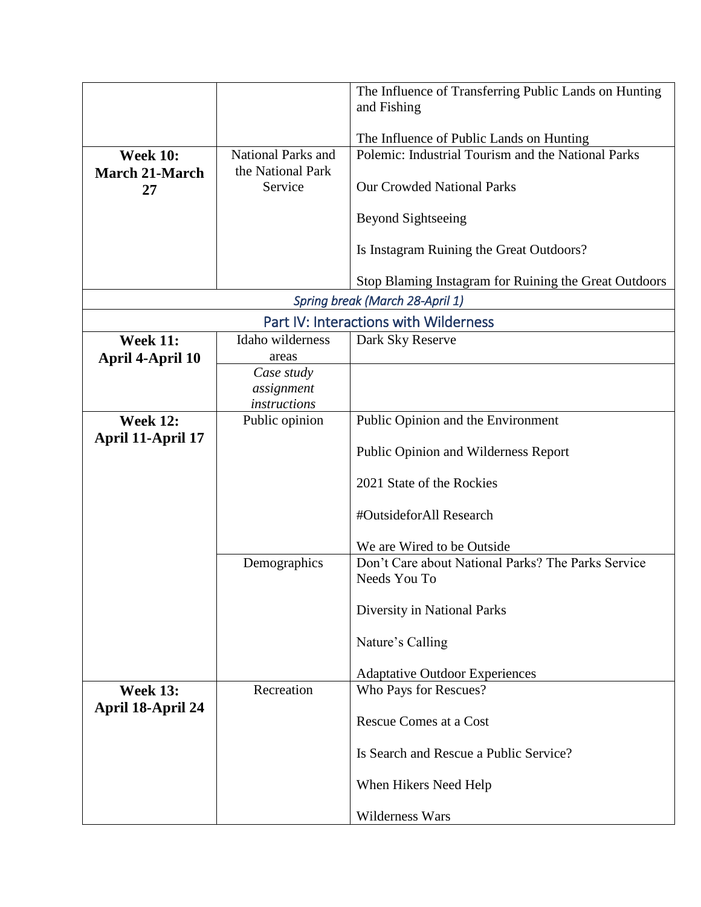| | | |
|---|---|---|
| | | The Influence of Transferring Public Lands on Hunting and Fishing<br><br>The Influence of Public Lands on Hunting |
| **Week 10: March 21-March 27** | National Parks and the National Park Service | Polemic: Industrial Tourism and the National Parks<br><br>Our Crowded National Parks<br><br>Beyond Sightseeing<br><br>Is Instagram Ruining the Great Outdoors?<br><br>Stop Blaming Instagram for Ruining the Great Outdoors |
| *Spring break (March 28-April 1)* | | |
| Part IV: Interactions with Wilderness | | |
| **Week 11: April 4-April 10** | Idaho wilderness areas | Dark Sky Reserve |
| | *Case study assignment instructions* | |
| **Week 12: April 11-April 17** | Public opinion | Public Opinion and the Environment<br><br>Public Opinion and Wilderness Report<br><br>2021 State of the Rockies<br><br>#OutsideforAll Research<br><br>We are Wired to be Outside |
| | Demographics | Don't Care about National Parks? The Parks Service Needs You To<br><br>Diversity in National Parks<br><br>Nature's Calling<br><br>Adaptative Outdoor Experiences |
| **Week 13: April 18-April 24** | Recreation | Who Pays for Rescues?<br><br>Rescue Comes at a Cost<br><br>Is Search and Rescue a Public Service?<br><br>When Hikers Need Help<br><br>Wilderness Wars |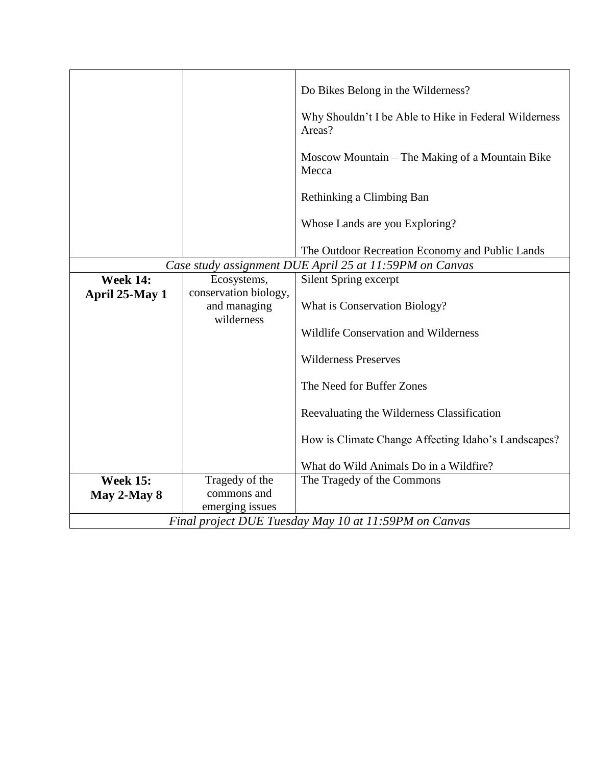| | | |
|---|---|---|
| | | Do Bikes Belong in the Wilderness?<br><br>Why Shouldn't I be Able to Hike in Federal Wilderness Areas?<br><br>Moscow Mountain – The Making of a Mountain Bike Mecca<br><br>Rethinking a Climbing Ban<br><br>Whose Lands are you Exploring?<br><br>The Outdoor Recreation Economy and Public Lands |
| *Case study assignment DUE April 25 at 11:59PM on Canvas* | | |
| **Week 14: April 25-May 1** | Ecosystems, conservation biology, and managing wilderness | Silent Spring excerpt<br><br>What is Conservation Biology?<br><br>Wildlife Conservation and Wilderness<br><br>Wilderness Preserves<br><br>The Need for Buffer Zones<br><br>Reevaluating the Wilderness Classification<br><br>How is Climate Change Affecting Idaho's Landscapes?<br><br>What do Wild Animals Do in a Wildfire? |
| **Week 15: May 2-May 8** | Tragedy of the commons and emerging issues | The Tragedy of the Commons |
| *Final project DUE Tuesday May 10 at 11:59PM on Canvas* | | |